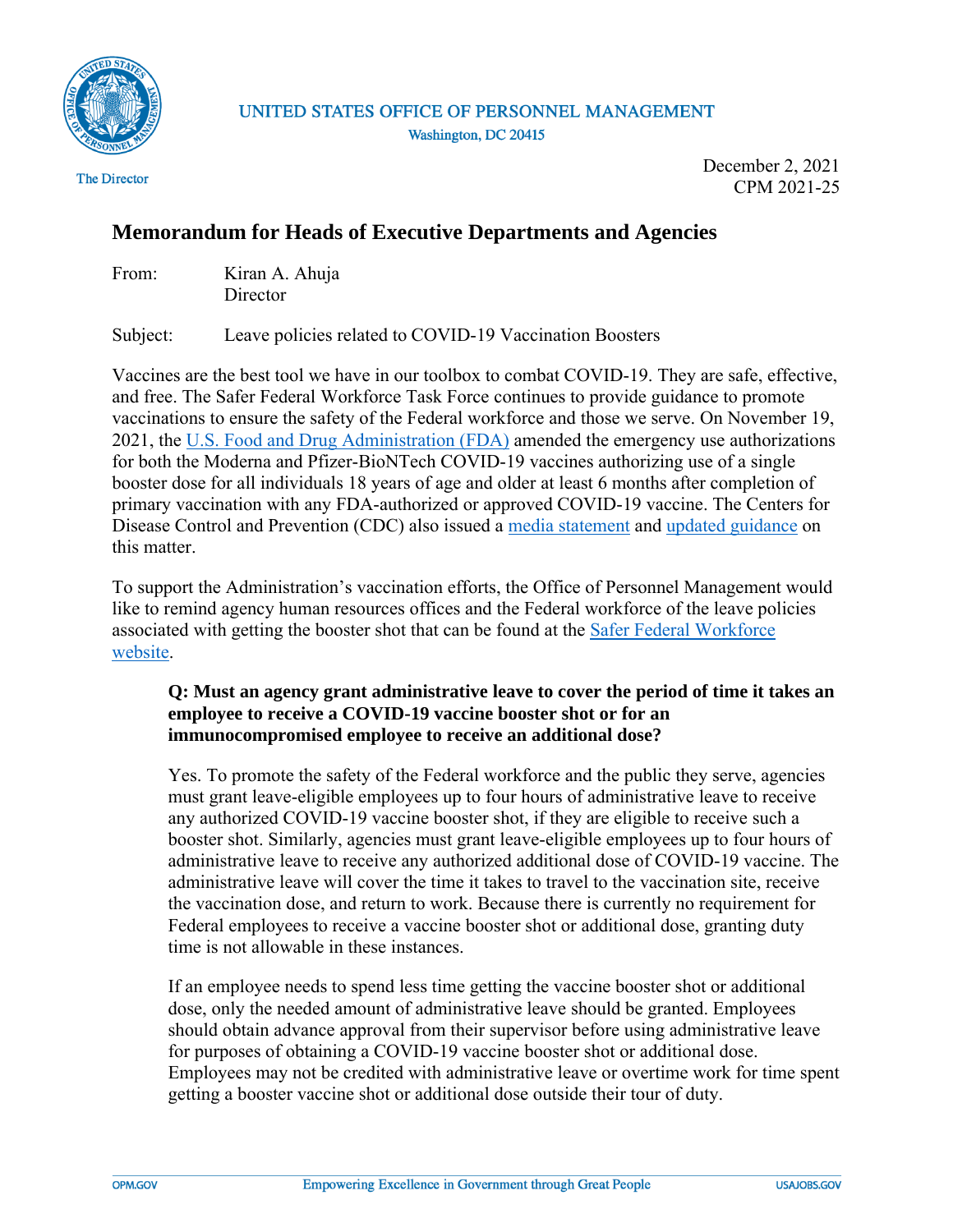UNITED STATES OFFICE OF PERSONNEL MANAGEMENT
Washington, DC 20415

The Director

December 2, 2021
CPM 2021-25

## Memorandum for Heads of Executive Departments and Agencies

From: Kiran A. Ahuja
Director

Subject: Leave policies related to COVID-19 Vaccination Boosters

Vaccines are the best tool we have in our toolbox to combat COVID-19. They are safe, effective, and free. The Safer Federal Workforce Task Force continues to provide guidance to promote vaccinations to ensure the safety of the Federal workforce and those we serve. On November 19, 2021, the U.S. Food and Drug Administration (FDA) amended the emergency use authorizations for both the Moderna and Pfizer-BioNTech COVID-19 vaccines authorizing use of a single booster dose for all individuals 18 years of age and older at least 6 months after completion of primary vaccination with any FDA-authorized or approved COVID-19 vaccine. The Centers for Disease Control and Prevention (CDC) also issued a media statement and updated guidance on this matter.

To support the Administration's vaccination efforts, the Office of Personnel Management would like to remind agency human resources offices and the Federal workforce of the leave policies associated with getting the booster shot that can be found at the Safer Federal Workforce website.

**Q: Must an agency grant administrative leave to cover the period of time it takes an employee to receive a COVID-19 vaccine booster shot or for an immunocompromised employee to receive an additional dose?**

Yes. To promote the safety of the Federal workforce and the public they serve, agencies must grant leave-eligible employees up to four hours of administrative leave to receive any authorized COVID-19 vaccine booster shot, if they are eligible to receive such a booster shot. Similarly, agencies must grant leave-eligible employees up to four hours of administrative leave to receive any authorized additional dose of COVID-19 vaccine. The administrative leave will cover the time it takes to travel to the vaccination site, receive the vaccination dose, and return to work. Because there is currently no requirement for Federal employees to receive a vaccine booster shot or additional dose, granting duty time is not allowable in these instances.

If an employee needs to spend less time getting the vaccine booster shot or additional dose, only the needed amount of administrative leave should be granted. Employees should obtain advance approval from their supervisor before using administrative leave for purposes of obtaining a COVID-19 vaccine booster shot or additional dose. Employees may not be credited with administrative leave or overtime work for time spent getting a booster vaccine shot or additional dose outside their tour of duty.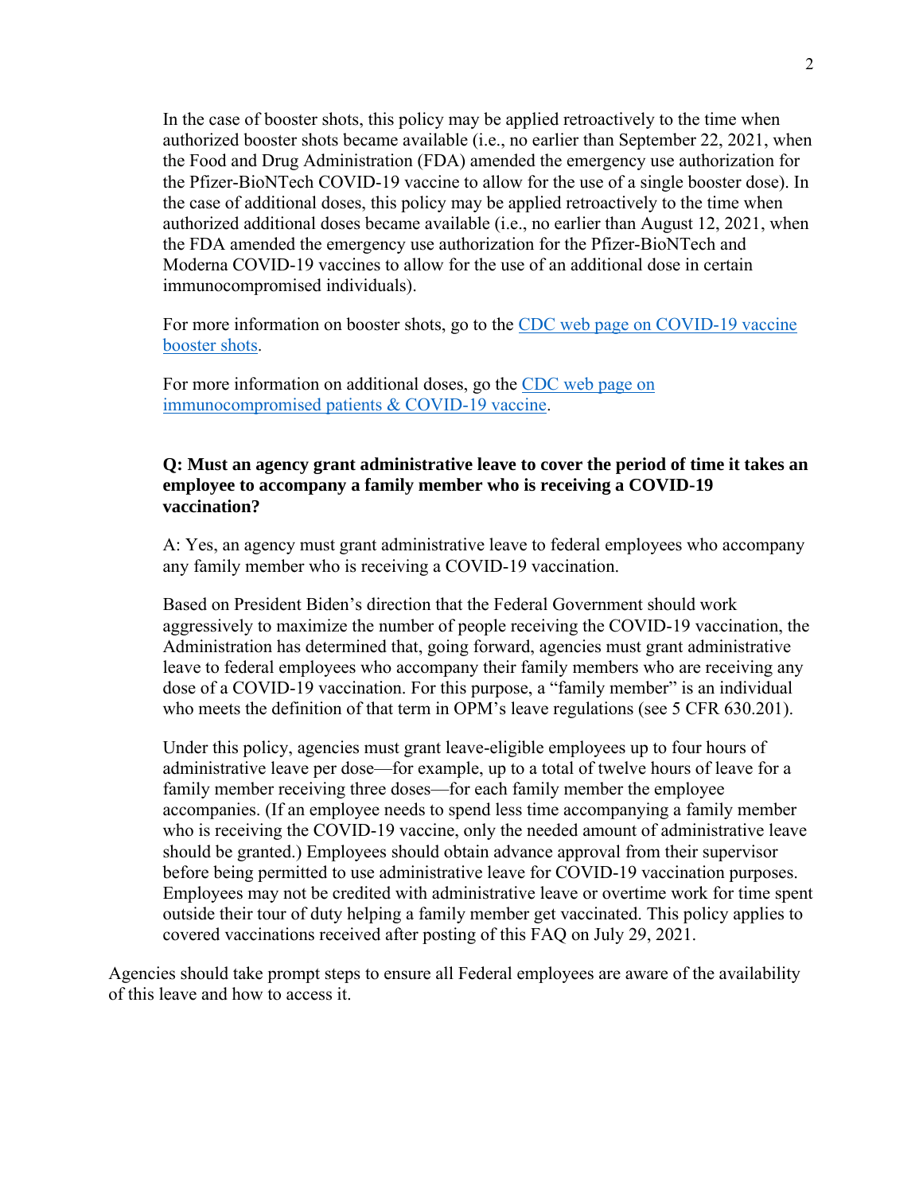In the case of booster shots, this policy may be applied retroactively to the time when authorized booster shots became available (i.e., no earlier than September 22, 2021, when the Food and Drug Administration (FDA) amended the emergency use authorization for the Pfizer-BioNTech COVID-19 vaccine to allow for the use of a single booster dose). In the case of additional doses, this policy may be applied retroactively to the time when authorized additional doses became available (i.e., no earlier than August 12, 2021, when the FDA amended the emergency use authorization for the Pfizer-BioNTech and Moderna COVID-19 vaccines to allow for the use of an additional dose in certain immunocompromised individuals).

For more information on booster shots, go to the [CDC web page on COVID-19 vaccine booster shots](#).

For more information on additional doses, go the [CDC web page on immunocompromised patients & COVID-19 vaccine](#).

**Q: Must an agency grant administrative leave to cover the period of time it takes an employee to accompany a family member who is receiving a COVID-19 vaccination?**

A: Yes, an agency must grant administrative leave to federal employees who accompany any family member who is receiving a COVID-19 vaccination.

Based on President Biden's direction that the Federal Government should work aggressively to maximize the number of people receiving the COVID-19 vaccination, the Administration has determined that, going forward, agencies must grant administrative leave to federal employees who accompany their family members who are receiving any dose of a COVID-19 vaccination. For this purpose, a "family member" is an individual who meets the definition of that term in OPM's leave regulations (see 5 CFR 630.201).

Under this policy, agencies must grant leave-eligible employees up to four hours of administrative leave per dose—for example, up to a total of twelve hours of leave for a family member receiving three doses—for each family member the employee accompanies. (If an employee needs to spend less time accompanying a family member who is receiving the COVID-19 vaccine, only the needed amount of administrative leave should be granted.) Employees should obtain advance approval from their supervisor before being permitted to use administrative leave for COVID-19 vaccination purposes. Employees may not be credited with administrative leave or overtime work for time spent outside their tour of duty helping a family member get vaccinated. This policy applies to covered vaccinations received after posting of this FAQ on July 29, 2021.

Agencies should take prompt steps to ensure all Federal employees are aware of the availability of this leave and how to access it.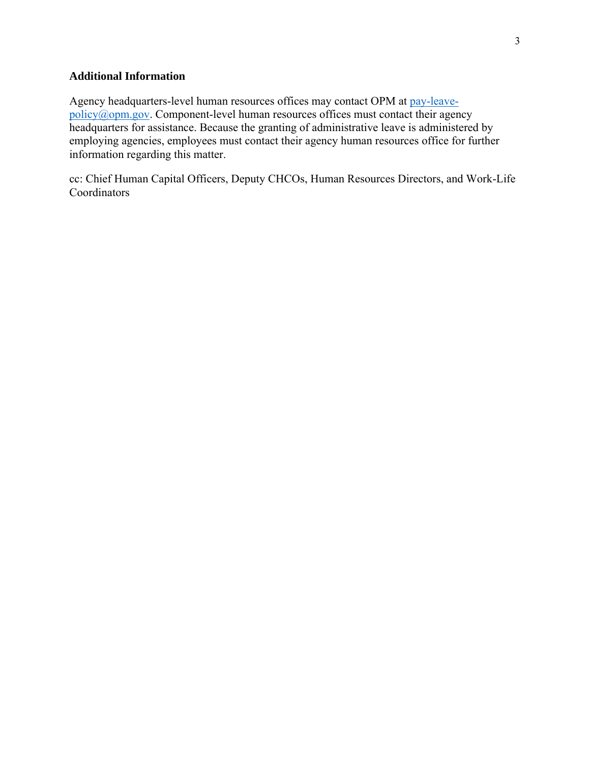## Additional Information

Agency headquarters-level human resources offices may contact OPM at [pay-leave-policy@opm.gov](mailto:pay-leave-policy@opm.gov). Component-level human resources offices must contact their agency headquarters for assistance. Because the granting of administrative leave is administered by employing agencies, employees must contact their agency human resources office for further information regarding this matter.

cc: Chief Human Capital Officers, Deputy CHCOs, Human Resources Directors, and Work-Life Coordinators